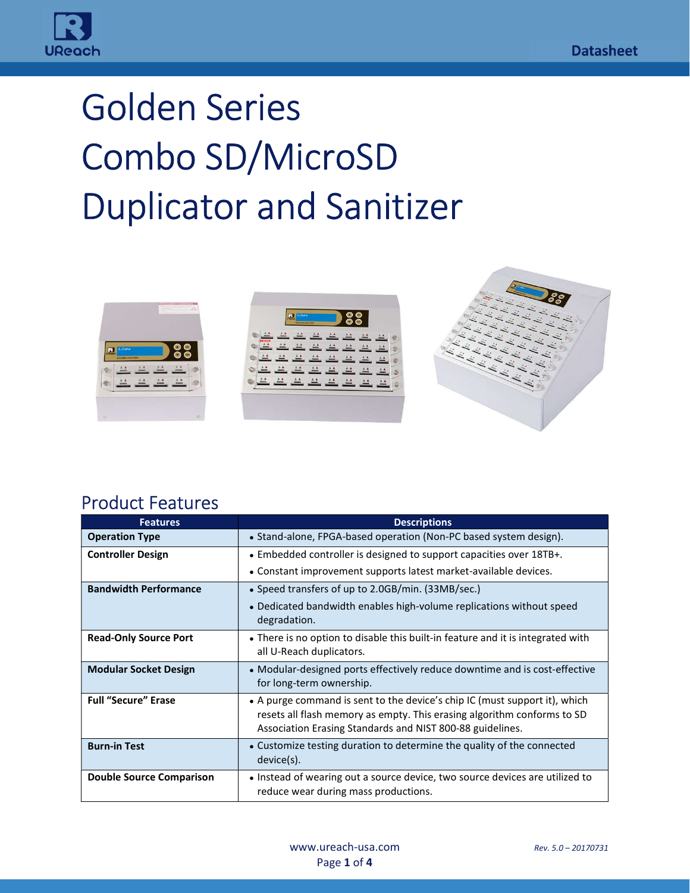# Golden Series Combo SD/MicroSD Duplicator and Sanitizer

## Product Features

| Features | Descriptions |
| --- | --- |
| **Operation Type** | • Stand-alone, FPGA-based operation (Non-PC based system design). |
| **Controller Design** | • Embedded controller is designed to support capacities over 18TB+.<br>• Constant improvement supports latest market-available devices. |
| **Bandwidth Performance** | • Speed transfers of up to 2.0GB/min. (33MB/sec.)<br>• Dedicated bandwidth enables high-volume replications without speed degradation. |
| **Read-Only Source Port** | • There is no option to disable this built-in feature and it is integrated with all U-Reach duplicators. |
| **Modular Socket Design** | • Modular-designed ports effectively reduce downtime and is cost-effective for long-term ownership. |
| **Full "Secure" Erase** | • A purge command is sent to the device's chip IC (must support it), which resets all flash memory as empty. This erasing algorithm conforms to SD Association Erasing Standards and NIST 800-88 guidelines. |
| **Burn-in Test** | • Customize testing duration to determine the quality of the connected device(s). |
| **Double Source Comparison** | • Instead of wearing out a source device, two source devices are utilized to reduce wear during mass productions. |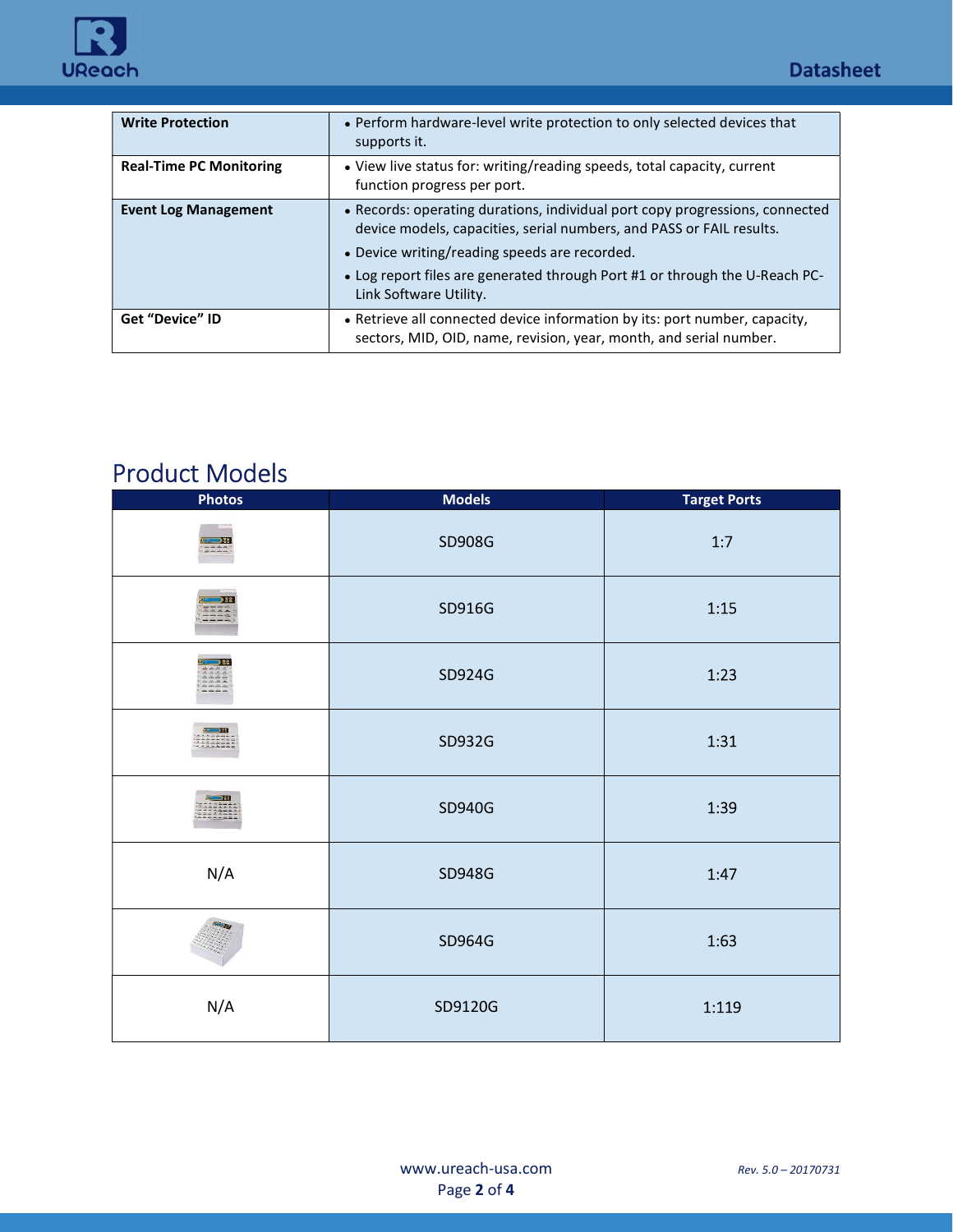| | |
|---|---|
| **Write Protection** | • Perform hardware-level write protection to only selected devices that supports it. |
| **Real-Time PC Monitoring** | • View live status for: writing/reading speeds, total capacity, current function progress per port. |
| **Event Log Management** | • Records: operating durations, individual port copy progressions, connected device models, capacities, serial numbers, and PASS or FAIL results.<br>• Device writing/reading speeds are recorded.<br>• Log report files are generated through Port #1 or through the U-Reach PC-Link Software Utility. |
| **Get "Device" ID** | • Retrieve all connected device information by its: port number, capacity, sectors, MID, OID, name, revision, year, month, and serial number. |

## Product Models

| Photos | Models | Target Ports |
|---|---|---|
| | SD908G | 1:7 |
| | SD916G | 1:15 |
| | SD924G | 1:23 |
| | SD932G | 1:31 |
| | SD940G | 1:39 |
| N/A | SD948G | 1:47 |
| | SD964G | 1:63 |
| N/A | SD9120G | 1:119 |

www.ureach-usa.com

*Rev. 5.0 – 20170731*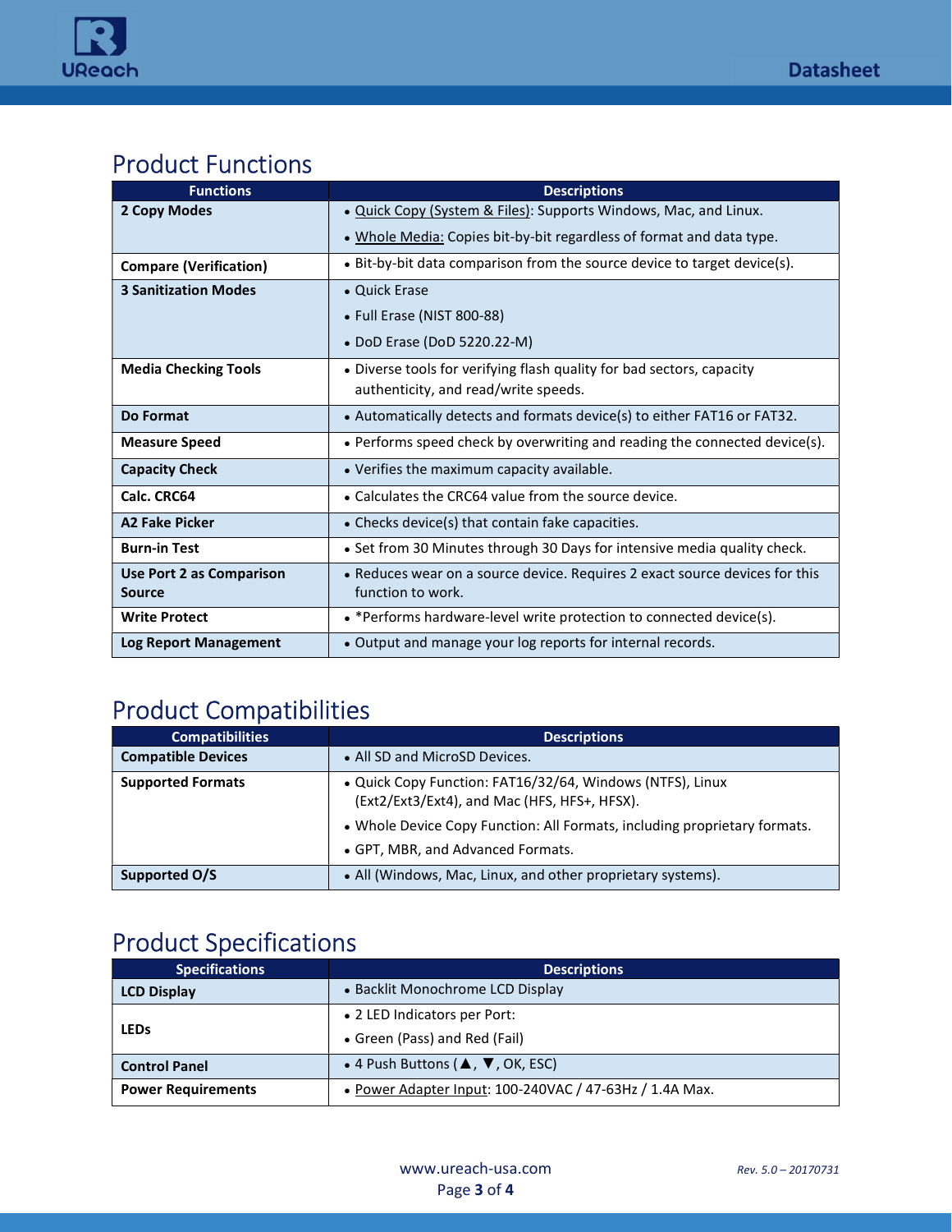## Product Functions

| Functions | Descriptions |
|---|---|
| **2 Copy Modes** | • Quick Copy (System & Files): Supports Windows, Mac, and Linux.<br>• Whole Media: Copies bit-by-bit regardless of format and data type. |
| **Compare (Verification)** | • Bit-by-bit data comparison from the source device to target device(s). |
| **3 Sanitization Modes** | • Quick Erase<br>• Full Erase (NIST 800-88)<br>• DoD Erase (DoD 5220.22-M) |
| **Media Checking Tools** | • Diverse tools for verifying flash quality for bad sectors, capacity authenticity, and read/write speeds. |
| **Do Format** | • Automatically detects and formats device(s) to either FAT16 or FAT32. |
| **Measure Speed** | • Performs speed check by overwriting and reading the connected device(s). |
| **Capacity Check** | • Verifies the maximum capacity available. |
| **Calc. CRC64** | • Calculates the CRC64 value from the source device. |
| **A2 Fake Picker** | • Checks device(s) that contain fake capacities. |
| **Burn-in Test** | • Set from 30 Minutes through 30 Days for intensive media quality check. |
| **Use Port 2 as Comparison Source** | • Reduces wear on a source device. Requires 2 exact source devices for this function to work. |
| **Write Protect** | • *Performs hardware-level write protection to connected device(s). |
| **Log Report Management** | • Output and manage your log reports for internal records. |

## Product Compatibilities

| Compatibilities | Descriptions |
|---|---|
| **Compatible Devices** | • All SD and MicroSD Devices. |
| **Supported Formats** | • Quick Copy Function: FAT16/32/64, Windows (NTFS), Linux (Ext2/Ext3/Ext4), and Mac (HFS, HFS+, HFSX).<br>• Whole Device Copy Function: All Formats, including proprietary formats.<br>• GPT, MBR, and Advanced Formats. |
| **Supported O/S** | • All (Windows, Mac, Linux, and other proprietary systems). |

## Product Specifications

| Specifications | Descriptions |
|---|---|
| **LCD Display** | • Backlit Monochrome LCD Display |
| **LEDs** | • 2 LED Indicators per Port:<br>• Green (Pass) and Red (Fail) |
| **Control Panel** | • 4 Push Buttons (▲, ▼, OK, ESC) |
| **Power Requirements** | • Power Adapter Input: 100-240VAC / 47-63Hz / 1.4A Max. |

www.ureach-usa.com

*Rev. 5.0 – 20170731*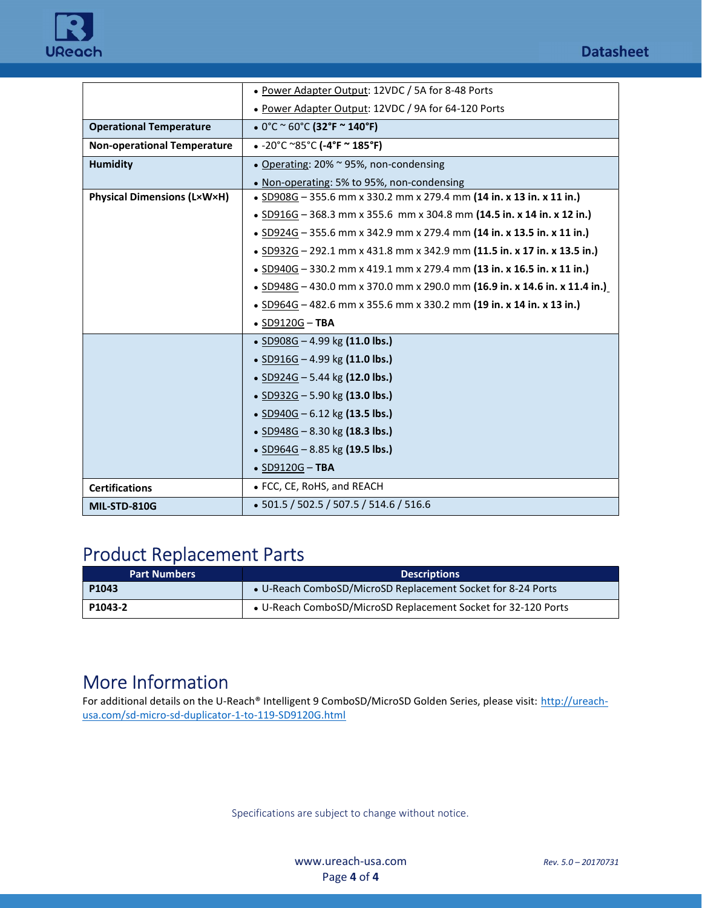| | |
|---|---|
| | • Power Adapter Output: 12VDC / 5A for 8-48 Ports<br>• Power Adapter Output: 12VDC / 9A for 64-120 Ports |
| **Operational Temperature** | • 0°C ~ 60°C **(32°F ~ 140°F)** |
| **Non-operational Temperature** | • -20°C ~85°C **(-4°F ~ 185°F)** |
| **Humidity** | • Operating: 20% ~ 95%, non-condensing<br>• Non-operating: 5% to 95%, non-condensing |
| **Physical Dimensions (L×W×H)** | • SD908G – 355.6 mm x 330.2 mm x 279.4 mm **(14 in. x 13 in. x 11 in.)**<br>• SD916G – 368.3 mm x 355.6 mm x 304.8 mm **(14.5 in. x 14 in. x 12 in.)**<br>• SD924G – 355.6 mm x 342.9 mm x 279.4 mm **(14 in. x 13.5 in. x 11 in.)**<br>• SD932G – 292.1 mm x 431.8 mm x 342.9 mm **(11.5 in. x 17 in. x 13.5 in.)**<br>• SD940G – 330.2 mm x 419.1 mm x 279.4 mm **(13 in. x 16.5 in. x 11 in.)**<br>• SD948G – 430.0 mm x 370.0 mm x 290.0 mm **(16.9 in. x 14.6 in. x 11.4 in.)**<br>• SD964G – 482.6 mm x 355.6 mm x 330.2 mm **(19 in. x 14 in. x 13 in.)**<br>• SD9120G – **TBA** |
| | • SD908G – 4.99 kg **(11.0 lbs.)**<br>• SD916G – 4.99 kg **(11.0 lbs.)**<br>• SD924G – 5.44 kg **(12.0 lbs.)**<br>• SD932G – 5.90 kg **(13.0 lbs.)**<br>• SD940G – 6.12 kg **(13.5 lbs.)**<br>• SD948G – 8.30 kg **(18.3 lbs.)**<br>• SD964G – 8.85 kg **(19.5 lbs.)**<br>• SD9120G – **TBA** |
| **Certifications** | • FCC, CE, RoHS, and REACH |
| **MIL-STD-810G** | • 501.5 / 502.5 / 507.5 / 514.6 / 516.6 |

## Product Replacement Parts

| Part Numbers | Descriptions |
|---|---|
| **P1043** | • U-Reach ComboSD/MicroSD Replacement Socket for 8-24 Ports |
| **P1043-2** | • U-Reach ComboSD/MicroSD Replacement Socket for 32-120 Ports |

## More Information

For additional details on the U-Reach® Intelligent 9 ComboSD/MicroSD Golden Series, please visit: http://ureach-usa.com/sd-micro-sd-duplicator-1-to-119-SD9120G.html

Specifications are subject to change without notice.

www.ureach-usa.com

*Rev. 5.0 – 20170731*